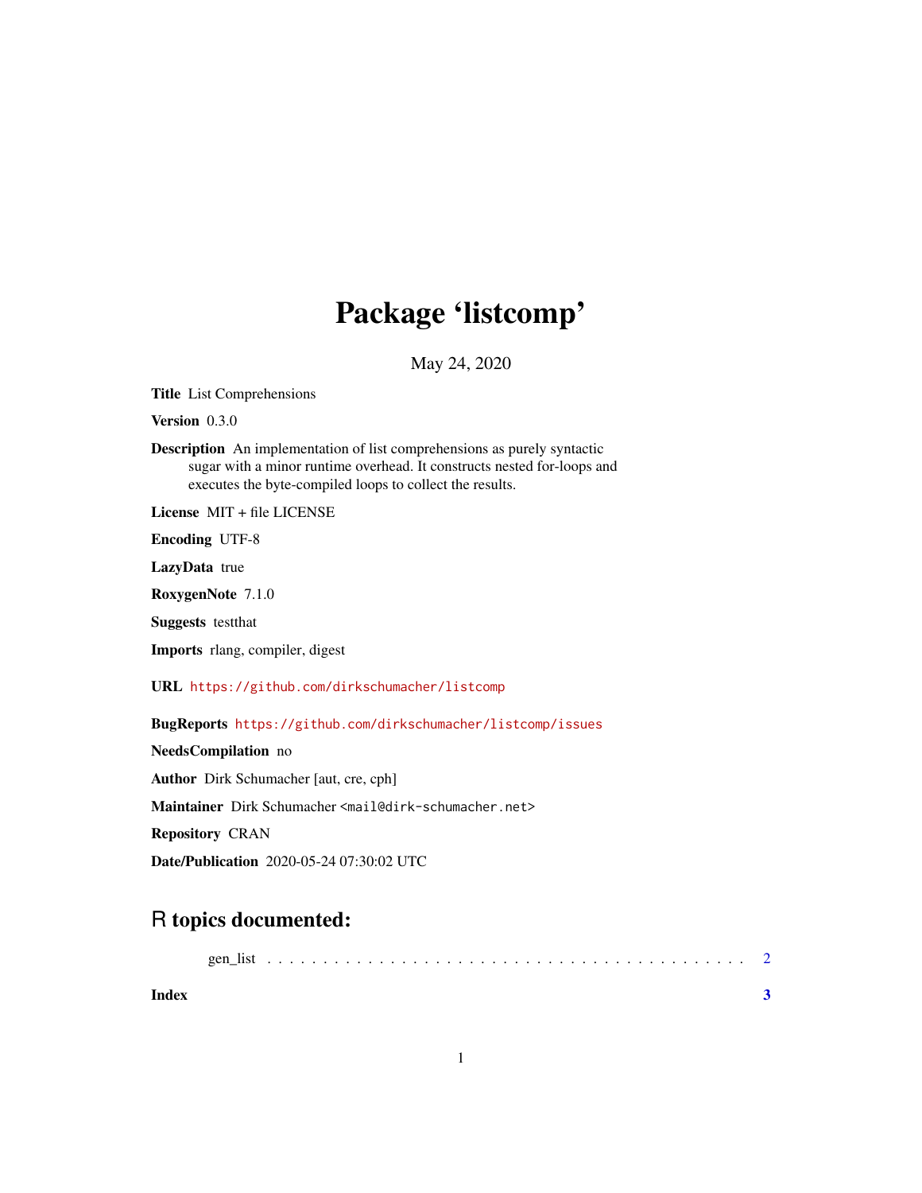# Package 'listcomp'

May 24, 2020

**Title** List Comprehensions

**Version** 0.3.0

**Description** An implementation of list comprehensions as purely syntactic sugar with a minor runtime overhead. It constructs nested for-loops and executes the byte-compiled loops to collect the results.

**License** MIT + file LICENSE

**Encoding** UTF-8

**LazyData** true

**RoxygenNote** 7.1.0

**Suggests** testthat

**Imports** rlang, compiler, digest

**URL** https://github.com/dirkschumacher/listcomp

**BugReports** https://github.com/dirkschumacher/listcomp/issues

**NeedsCompilation** no

**Author** Dirk Schumacher [aut, cre, cph]

**Maintainer** Dirk Schumacher <mail@dirk-schumacher.net>

**Repository** CRAN

**Date/Publication** 2020-05-24 07:30:02 UTC

## R topics documented:

gen_list . . . . . . . . . . . . . . . . . . . . . . . . . . . . . . . . . . . . . . . . . . 2

**Index** **3**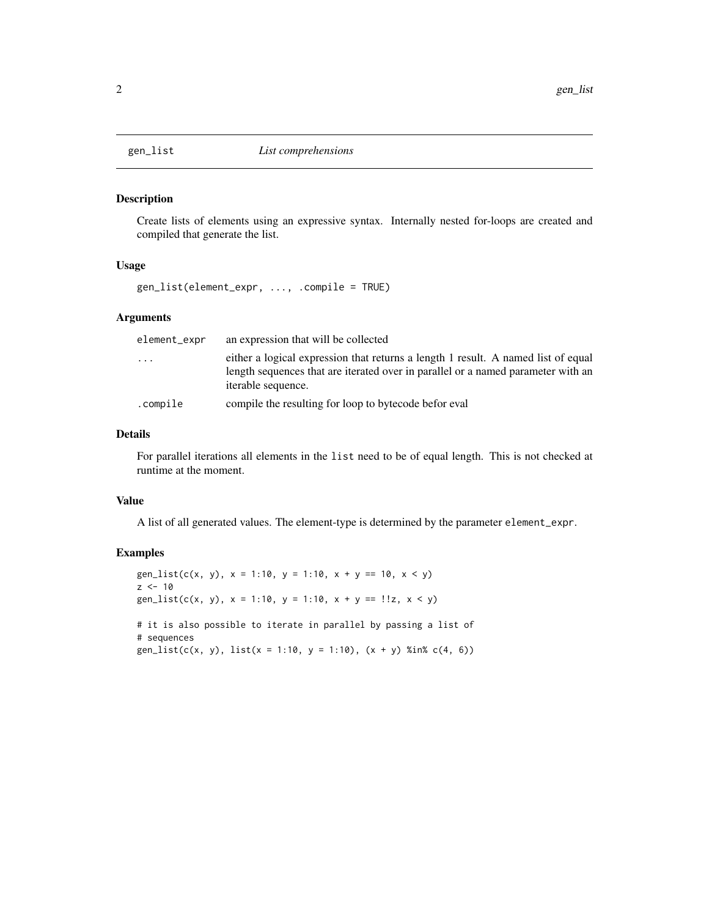## gen_list — *List comprehensions*

### Description

Create lists of elements using an expressive syntax. Internally nested for-loops are created and compiled that generate the list.

### Usage

```
gen_list(element_expr, ..., .compile = TRUE)
```

### Arguments

| | |
|---|---|
| `element_expr` | an expression that will be collected |
| `...` | either a logical expression that returns a length 1 result. A named list of equal length sequences that are iterated over in parallel or a named parameter with an iterable sequence. |
| `.compile` | compile the resulting for loop to bytecode befor eval |

### Details

For parallel iterations all elements in the `list` need to be of equal length. This is not checked at runtime at the moment.

### Value

A list of all generated values. The element-type is determined by the parameter `element_expr`.

### Examples

```
gen_list(c(x, y), x = 1:10, y = 1:10, x + y == 10, x < y)
z <- 10
gen_list(c(x, y), x = 1:10, y = 1:10, x + y == !!z, x < y)

# it is also possible to iterate in parallel by passing a list of
# sequences
gen_list(c(x, y), list(x = 1:10, y = 1:10), (x + y) %in% c(4, 6))
```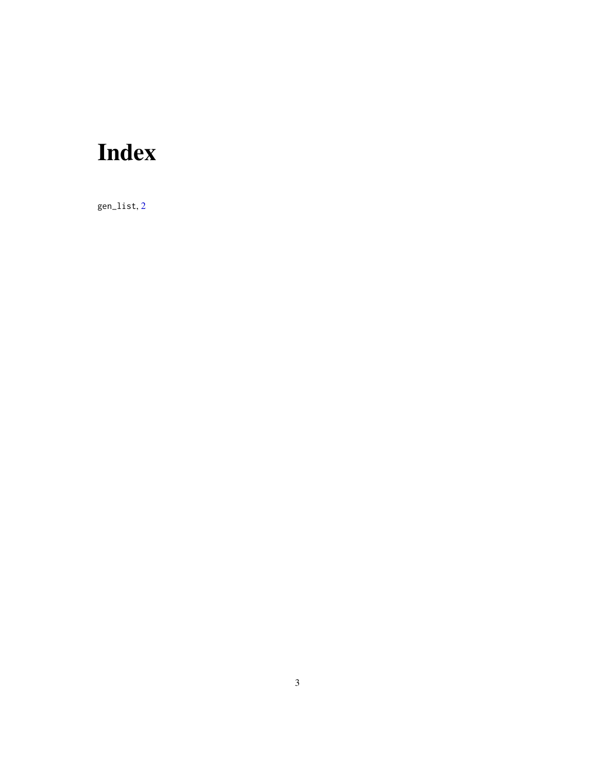# Index

gen_list, 2